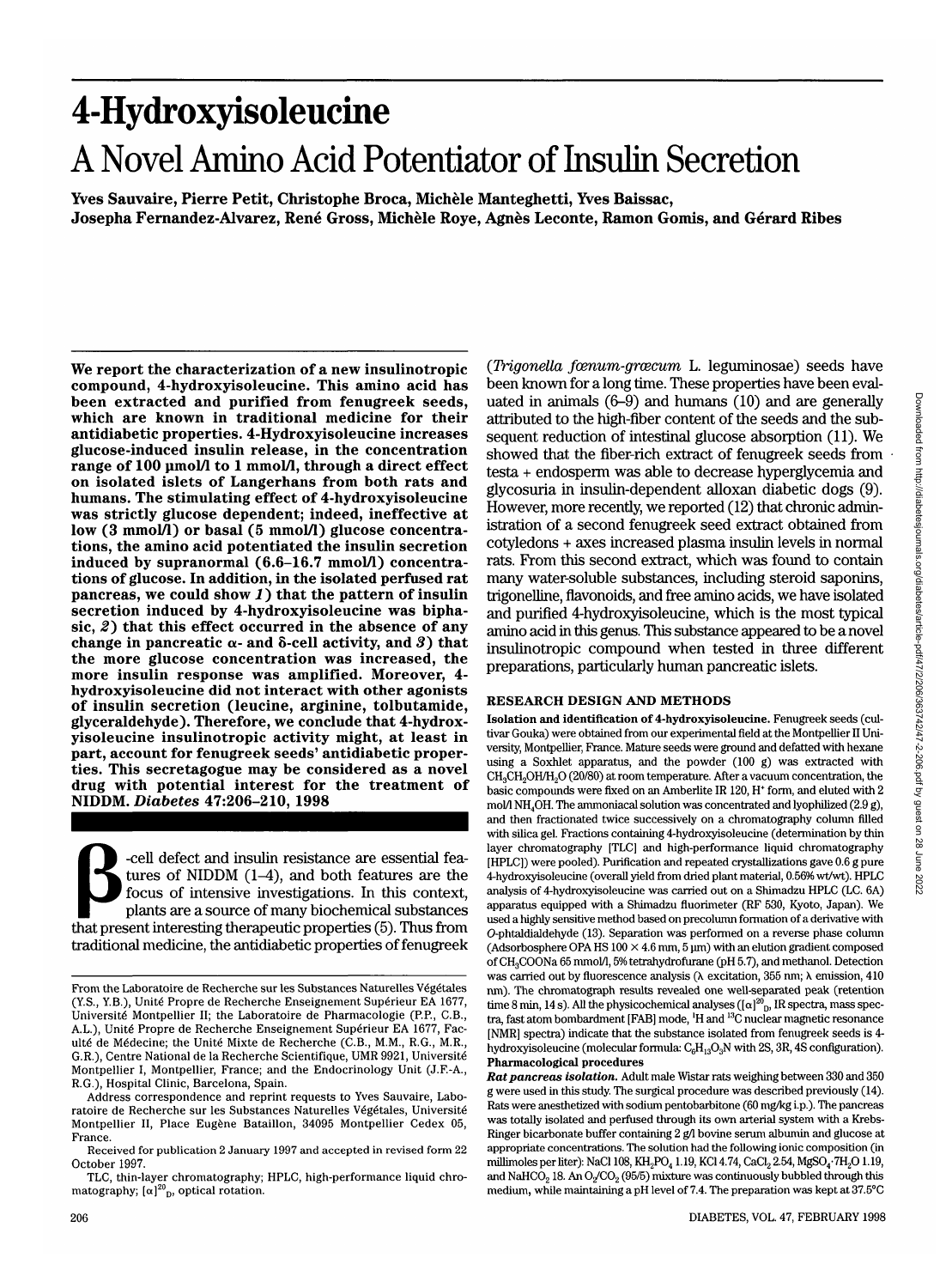# 4-Hydroxyisoleucine

## A Novel Amino Acid Potentiator of Insulin Secretion

Yves Sauvaire, Pierre Petit, Christophe Broca, Michèle Manteghetti, Yves Baissac, Josepha Fernandez-Alvarez, René Gross, Michèle Roye, Agnès Leconte, Ramon Gomis, and Gérard Ribes

**We report the characterization of a new insulinotropic compound, 4-hydroxyisoleucine. This amino acid has been extracted and purified from fenugreek seeds, which are known in traditional medicine for their antidiabetic properties. 4-Hydroxyisoleucine increases glucose-induced insulin release, in the concentration range of 100 µmol/l to 1 mmol/l, through a direct effect on isolated islets of Langerhans from both rats and humans. The stimulating effect of 4-hydroxyisoleucine was strictly glucose dependent; indeed, ineffective at low (3 mmol/l) or basal (5 mmol/l) glucose concentrations, the amino acid potentiated the insulin secretion induced by supranormal (6.6–16.7 mmol/l) concentrations of glucose. In addition, in the isolated perfused rat pancreas, we could show *1*) that the pattern of insulin secretion induced by 4-hydroxyisoleucine was biphasic, *2*) that this effect occurred in the absence of any change in pancreatic α- and δ-cell activity, and *3*) that the more glucose concentration was increased, the more insulin response was amplified. Moreover, 4-hydroxyisoleucine did not interact with other agonists of insulin secretion (leucine, arginine, tolbutamide, glyceraldehyde). Therefore, we conclude that 4-hydroxyisoleucine insulinotropic activity might, at least in part, account for fenugreek seeds' antidiabetic properties. This secretagogue may be considered as a novel drug with potential interest for the treatment of NIDDM.** *Diabetes* **47:206–210, 1998**

β-cell defect and insulin resistance are essential features of NIDDM (1–4), and both features are the focus of intensive investigations. In this context, plants are a source of many biochemical substances that present interesting therapeutic properties (5). Thus from traditional medicine, the antidiabetic properties of fenugreek (*Trigonella fœnum-grœcum* L. leguminosae) seeds have been known for a long time. These properties have been evaluated in animals (6–9) and humans (10) and are generally attributed to the high-fiber content of the seeds and the subsequent reduction of intestinal glucose absorption (11). We showed that the fiber-rich extract of fenugreek seeds from testa + endosperm was able to decrease hyperglycemia and glycosuria in insulin-dependent alloxan diabetic dogs (9). However, more recently, we reported (12) that chronic administration of a second fenugreek seed extract obtained from cotyledons + axes increased plasma insulin levels in normal rats. From this second extract, which was found to contain many water-soluble substances, including steroid saponins, trigonelline, flavonoids, and free amino acids, we have isolated and purified 4-hydroxyisoleucine, which is the most typical amino acid in this genus. This substance appeared to be a novel insulinotropic compound when tested in three different preparations, particularly human pancreatic islets.

From the Laboratoire de Recherche sur les Substances Naturelles Végétales (Y.S., Y.B.), Unité Propre de Recherche Enseignement Supérieur EA 1677, Université Montpellier II; the Laboratoire de Pharmacologie (P.P., C.B., A.L.), Unité Propre de Recherche Enseignement Supérieur EA 1677, Faculté de Médecine; the Unité Mixte de Recherche (C.B., M.M., R.G., M.R., G.R.), Centre National de la Recherche Scientifique, UMR 9921, Université Montpellier I, Montpellier, France; and the Endocrinology Unit (J.F.-A., R.G.), Hospital Clinic, Barcelona, Spain.

Address correspondence and reprint requests to Yves Sauvaire, Laboratoire de Recherche sur les Substances Naturelles Végétales, Université Montpellier II, Place Eugène Bataillon, 34095 Montpellier Cedex 05, France.

Received for publication 2 January 1997 and accepted in revised form 22 October 1997.

TLC, thin-layer chromatography; HPLC, high-performance liquid chromatography; $[\alpha]^{20}_D$, optical rotation.

## RESEARCH DESIGN AND METHODS

**Isolation and identification of 4-hydroxyisoleucine.** Fenugreek seeds (cultivar Gouka) were obtained from our experimental field at the Montpellier II University, Montpellier, France. Mature seeds were ground and defatted with hexane using a Soxhlet apparatus, and the powder (100 g) was extracted with $CH_3CH_2OH/H_2O$ (20/80) at room temperature. After a vacuum concentration, the basic compounds were fixed on an Amberlite IR 120, $H^+$ form, and eluted with 2 mol/l $NH_4OH$. The ammoniacal solution was concentrated and lyophilized (2.9 g), and then fractionated twice successively on a chromatography column filled with silica gel. Fractions containing 4-hydroxyisoleucine (determination by thin layer chromatography [TLC] and high-performance liquid chromatography [HPLC]) were pooled). Purification and repeated crystallizations gave 0.6 g pure 4-hydroxyisoleucine (overall yield from dried plant material, 0.56% wt/wt). HPLC analysis of 4-hydroxyisoleucine was carried out on a Shimadzu HPLC (LC. 6A) apparatus equipped with a Shimadzu fluorimeter (RF 530, Kyoto, Japan). We used a highly sensitive method based on precolumn formation of a derivative with *O*-phtaldialdehyde (13). Separation was performed on a reverse phase column (Adsorbosphere OPA HS 100 × 4.6 mm, 5 µm) with an elution gradient composed of $CH_3COONa$ 65 mmol/l, 5% tetrahydrofurane (pH 5.7), and methanol. Detection was carried out by fluorescence analysis (λ excitation, 355 nm; λ emission, 410 nm). The chromatograph results revealed one well-separated peak (retention time 8 min, 14 s). All the physicochemical analyses ($[\alpha]^{20}_D$, IR spectra, mass spectra, fast atom bombardment [FAB] mode, $^1H$ and $^{13}C$ nuclear magnetic resonance [NMR] spectra) indicate that the substance isolated from fenugreek seeds is 4-hydroxyisoleucine (molecular formula: $C_6H_{13}O_3N$ with 2S, 3R, 4S configuration).

**Pharmacological procedures**

***Rat pancreas isolation.*** Adult male Wistar rats weighing between 330 and 350 g were used in this study. The surgical procedure was described previously (14). Rats were anesthetized with sodium pentobarbitone (60 mg/kg i.p.). The pancreas was totally isolated and perfused through its own arterial system with a Krebs-Ringer bicarbonate buffer containing 2 g/l bovine serum albumin and glucose at appropriate concentrations. The solution had the following ionic composition (in millimoles per liter): NaCl 108, $KH_2PO_4$ 1.19, KCl 4.74, $CaCl_2$ 2.54, $MgSO_4 \cdot 7H_2O$ 1.19, and $NaHCO_3$ 18. An $O_2/CO_2$ (95/5) mixture was continuously bubbled through this medium, while maintaining a pH level of 7.4. The preparation was kept at 37.5°C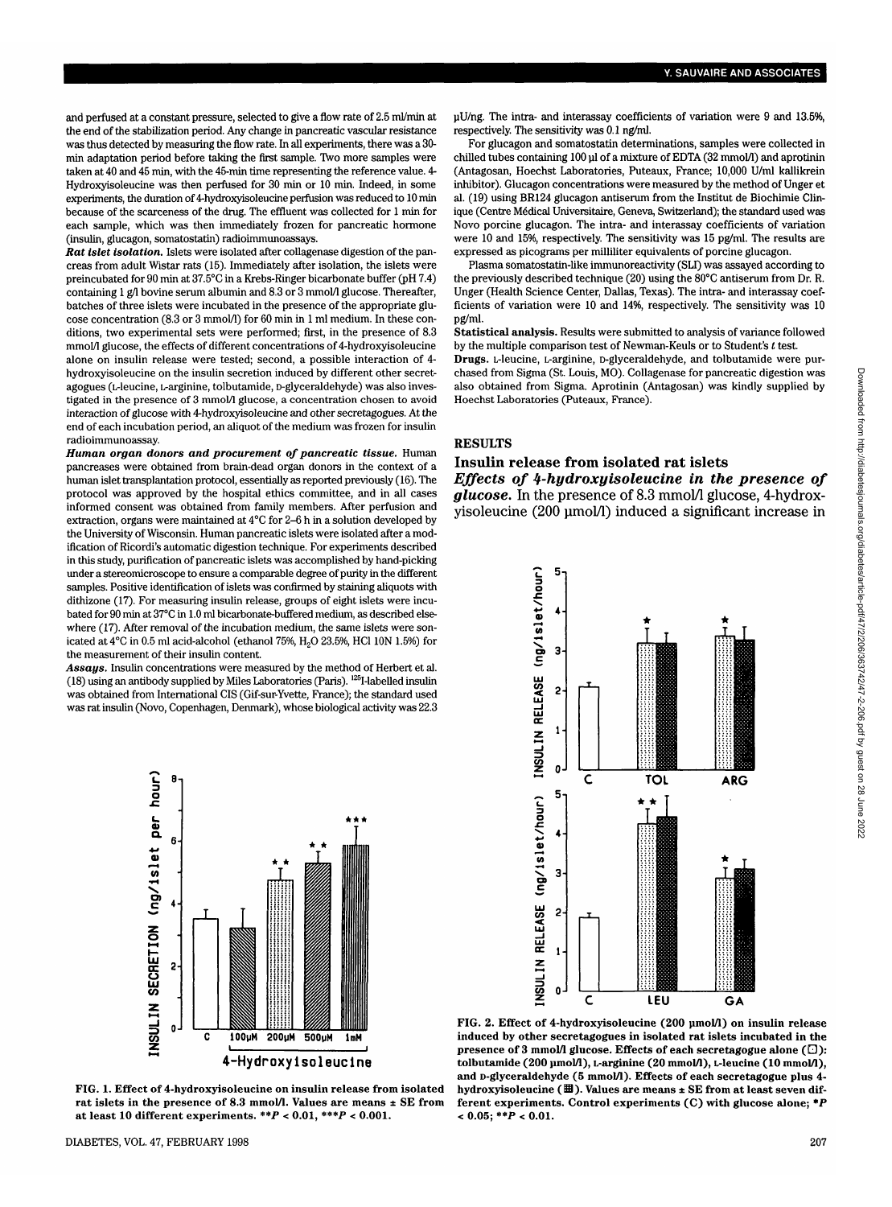and perfused at a constant pressure, selected to give a flow rate of 2.5 ml/min at the end of the stabilization period. Any change in pancreatic vascular resistance was thus detected by measuring the flow rate. In all experiments, there was a 30-min adaptation period before taking the first sample. Two more samples were taken at 40 and 45 min, with the 45-min time representing the reference value. 4-Hydroxyisoleucine was then perfused for 30 min or 10 min. Indeed, in some experiments, the duration of 4-hydroxyisoleucine perfusion was reduced to 10 min because of the scarceness of the drug. The effluent was collected for 1 min for each sample, which was then immediately frozen for pancreatic hormone (insulin, glucagon, somatostatin) radioimmunoassays.

***Rat islet isolation.*** Islets were isolated after collagenase digestion of the pancreas from adult Wistar rats (15). Immediately after isolation, the islets were preincubated for 90 min at 37.5°C in a Krebs-Ringer bicarbonate buffer (pH 7.4) containing 1 g/l bovine serum albumin and 8.3 or 3 mmol/l glucose. Thereafter, batches of three islets were incubated in the presence of the appropriate glucose concentration (8.3 or 3 mmol/l) for 60 min in 1 ml medium. In these conditions, two experimental sets were performed; first, in the presence of 8.3 mmol/l glucose, the effects of different concentrations of 4-hydroxyisoleucine alone on insulin release were tested; second, a possible interaction of 4-hydroxyisoleucine on the insulin secretion induced by different other secretagogues (L-leucine, L-arginine, tolbutamide, D-glyceraldehyde) was also investigated in the presence of 3 mmol/l glucose, a concentration chosen to avoid interaction of glucose with 4-hydroxyisoleucine and other secretagogues. At the end of each incubation period, an aliquot of the medium was frozen for insulin radioimmunoassay.

***Human organ donors and procurement of pancreatic tissue.*** Human pancreases were obtained from brain-dead organ donors in the context of a human islet transplantation protocol, essentially as reported previously (16). The protocol was approved by the hospital ethics committee, and in all cases informed consent was obtained from family members. After perfusion and extraction, organs were maintained at 4°C for 2–6 h in a solution developed by the University of Wisconsin. Human pancreatic islets were isolated after a modification of Ricordi's automatic digestion technique. For experiments described in this study, purification of pancreatic islets was accomplished by hand-picking under a stereomicroscope to ensure a comparable degree of purity in the different samples. Positive identification of islets was confirmed by staining aliquots with dithizone (17). For measuring insulin release, groups of eight islets were incubated for 90 min at 37°C in 1.0 ml bicarbonate-buffered medium, as described elsewhere (17). After removal of the incubation medium, the same islets were sonicated at 4°C in 0.5 ml acid-alcohol (ethanol 75%, $H_2O$ 23.5%, HCl 10N 1.5%) for the measurement of their insulin content.

***Assays.*** Insulin concentrations were measured by the method of Herbert et al. (18) using an antibody supplied by Miles Laboratories (Paris). $^{125}$I-labelled insulin was obtained from International CIS (Gif-sur-Yvette, France); the standard used was rat insulin (Novo, Copenhagen, Denmark), whose biological activity was 22.3 µU/ng. The intra- and interassay coefficients of variation were 9 and 13.5%, respectively. The sensitivity was 0.1 ng/ml.

For glucagon and somatostatin determinations, samples were collected in chilled tubes containing 100 µl of a mixture of EDTA (32 mmol/l) and aprotinin (Antagosan, Hoechst Laboratories, Puteaux, France; 10,000 U/ml kallikrein inhibitor). Glucagon concentrations were measured by the method of Unger et al. (19) using BR124 glucagon antiserum from the Institut de Biochimie Clinique (Centre Médical Universitaire, Geneva, Switzerland); the standard used was Novo porcine glucagon. The intra- and interassay coefficients of variation were 10 and 15%, respectively. The sensitivity was 15 pg/ml. The results are expressed as picograms per milliliter equivalents of porcine glucagon.

Plasma somatostatin-like immunoreactivity (SLI) was assayed according to the previously described technique (20) using the 80°C antiserum from Dr. R. Unger (Health Science Center, Dallas, Texas). The intra- and interassay coefficients of variation were 10 and 14%, respectively. The sensitivity was 10 pg/ml.

**Statistical analysis.** Results were submitted to analysis of variance followed by the multiple comparison test of Newman-Keuls or to Student's *t* test.

**Drugs.** L-leucine, L-arginine, D-glyceraldehyde, and tolbutamide were purchased from Sigma (St. Louis, MO). Collagenase for pancreatic digestion was also obtained from Sigma. Aprotinin (Antagosan) was kindly supplied by Hoechst Laboratories (Puteaux, France).

## RESULTS

### Insulin release from isolated rat islets

***Effects of 4-hydroxyisoleucine in the presence of glucose.*** In the presence of 8.3 mmol/l glucose, 4-hydroxyisoleucine (200 µmol/l) induced a significant increase in

**FIG. 1. Effect of 4-hydroxyisoleucine on insulin release from isolated rat islets in the presence of 8.3 mmol/l. Values are means ± SE from at least 10 different experiments. \*\*$P < 0.01$, \*\*\*$P < 0.001$.**

**FIG. 2. Effect of 4-hydroxyisoleucine (200 µmol/l) on insulin release induced by other secretagogues in isolated rat islets incubated in the presence of 3 mmol/l glucose. Effects of each secretagogue alone (□): tolbutamide (200 µmol/l), L-arginine (20 mmol/l), L-leucine (10 mmol/l), and D-glyceraldehyde (5 mmol/l). Effects of each secretagogue plus 4-hydroxyisoleucine (▦). Values are means ± SE from at least seven different experiments. Control experiments (C) with glucose alone; \*$P < 0.05$; \*\*$P < 0.01$.**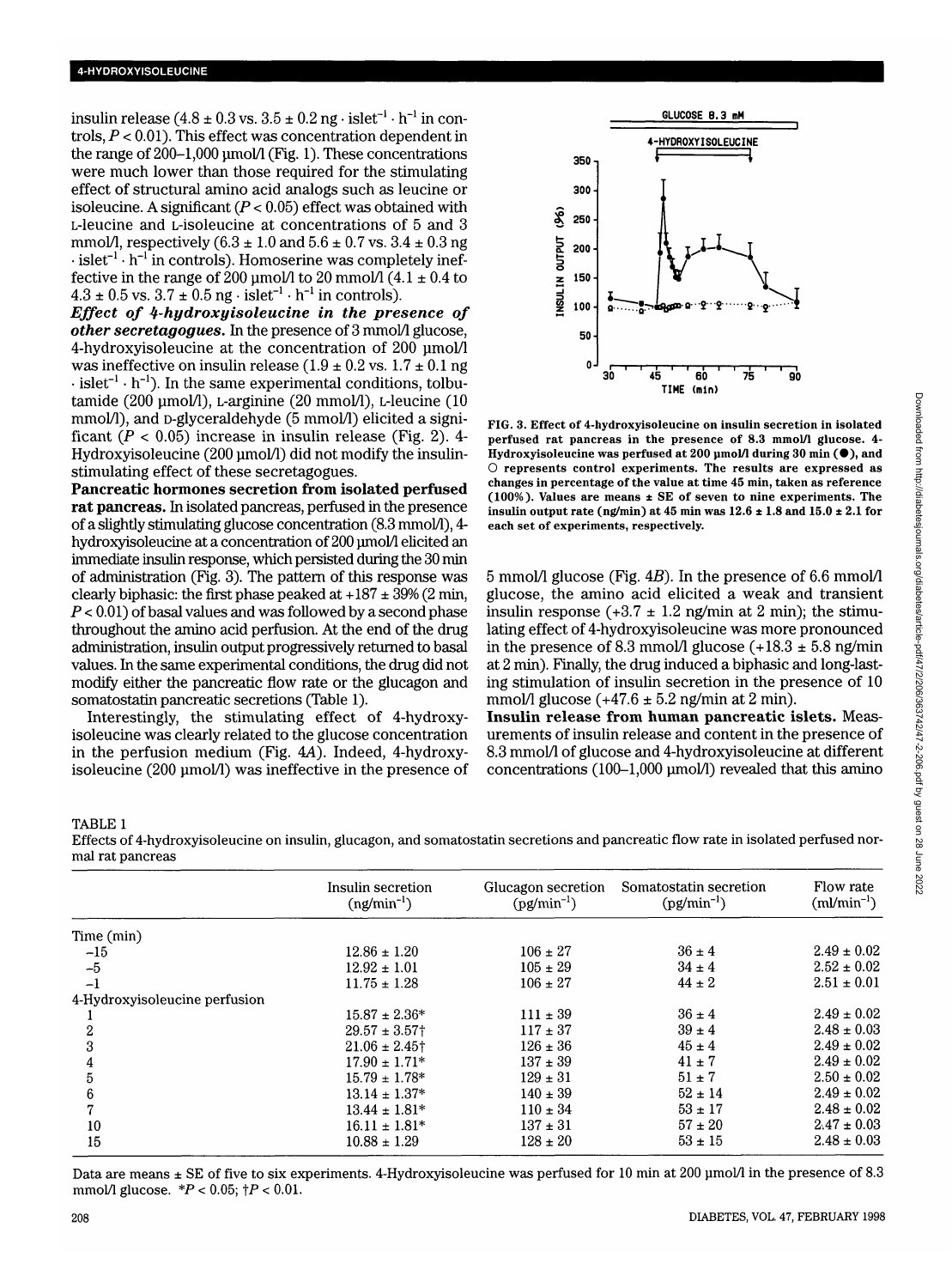insulin release (4.8 ± 0.3 vs. 3.5 ± 0.2 ng · islet$^{-1}$ · h$^{-1}$ in controls, $P < 0.01$). This effect was concentration dependent in the range of 200–1,000 µmol/l (Fig. 1). These concentrations were much lower than those required for the stimulating effect of structural amino acid analogs such as leucine or isoleucine. A significant ($P < 0.05$) effect was obtained with L-leucine and L-isoleucine at concentrations of 5 and 3 mmol/l, respectively (6.3 ± 1.0 and 5.6 ± 0.7 vs. 3.4 ± 0.3 ng · islet$^{-1}$ · h$^{-1}$ in controls). Homoserine was completely ineffective in the range of 200 µmol/l to 20 mmol/l (4.1 ± 0.4 to 4.3 ± 0.5 vs. 3.7 ± 0.5 ng · islet$^{-1}$ · h$^{-1}$ in controls).

***Effect of 4-hydroxyisoleucine in the presence of other secretagogues.*** In the presence of 3 mmol/l glucose, 4-hydroxyisoleucine at the concentration of 200 µmol/l was ineffective on insulin release (1.9 ± 0.2 vs. 1.7 ± 0.1 ng · islet$^{-1}$ · h$^{-1}$). In the same experimental conditions, tolbutamide (200 µmol/l), L-arginine (20 mmol/l), L-leucine (10 mmol/l), and D-glyceraldehyde (5 mmol/l) elicited a significant ($P < 0.05$) increase in insulin release (Fig. 2). 4-Hydroxyisoleucine (200 µmol/l) did not modify the insulin-stimulating effect of these secretagogues.

**Pancreatic hormones secretion from isolated perfused rat pancreas.** In isolated pancreas, perfused in the presence of a slightly stimulating glucose concentration (8.3 mmol/l), 4-hydroxyisoleucine at a concentration of 200 µmol/l elicited an immediate insulin response, which persisted during the 30 min of administration (Fig. 3). The pattern of this response was clearly biphasic: the first phase peaked at +187 ± 39% (2 min, $P < 0.01$) of basal values and was followed by a second phase throughout the amino acid perfusion. At the end of the drug administration, insulin output progressively returned to basal values. In the same experimental conditions, the drug did not modify either the pancreatic flow rate or the glucagon and somatostatin pancreatic secretions (Table 1).

Interestingly, the stimulating effect of 4-hydroxyisoleucine was clearly related to the glucose concentration in the perfusion medium (Fig. 4A). Indeed, 4-hydroxyisoleucine (200 µmol/l) was ineffective in the presence of 5 mmol/l glucose (Fig. 4B). In the presence of 6.6 mmol/l glucose, the amino acid elicited a weak and transient insulin response (+3.7 ± 1.2 ng/min at 2 min); the stimulating effect of 4-hydroxyisoleucine was more pronounced in the presence of 8.3 mmol/l glucose (+18.3 ± 5.8 ng/min at 2 min). Finally, the drug induced a biphasic and long-lasting stimulation of insulin secretion in the presence of 10 mmol/l glucose (+47.6 ± 5.2 ng/min at 2 min).

**Insulin release from human pancreatic islets.** Measurements of insulin release and content in the presence of 8.3 mmol/l of glucose and 4-hydroxyisoleucine at different concentrations (100–1,000 µmol/l) revealed that this amino

FIG. 3. Effect of 4-hydroxyisoleucine on insulin secretion in isolated perfused rat pancreas in the presence of 8.3 mmol/l glucose. 4-Hydroxyisoleucine was perfused at 200 µmol/l during 30 min (●), and ○ represents control experiments. The results are expressed as changes in percentage of the value at time 45 min, taken as reference (100%). Values are means ± SE of seven to nine experiments. The insulin output rate (ng/min) at 45 min was 12.6 ± 1.8 and 15.0 ± 2.1 for each set of experiments, respectively.

TABLE 1

Effects of 4-hydroxyisoleucine on insulin, glucagon, and somatostatin secretions and pancreatic flow rate in isolated perfused normal rat pancreas

| | Insulin secretion (ng/min$^{-1}$) | Glucagon secretion (pg/min$^{-1}$) | Somatostatin secretion (pg/min$^{-1}$) | Flow rate (ml/min$^{-1}$) |
|---|---|---|---|---|
| Time (min) | | | | |
| −15 | 12.86 ± 1.20 | 106 ± 27 | 36 ± 4 | 2.49 ± 0.02 |
| −5 | 12.92 ± 1.01 | 105 ± 29 | 34 ± 4 | 2.52 ± 0.02 |
| −1 | 11.75 ± 1.28 | 106 ± 27 | 44 ± 2 | 2.51 ± 0.01 |
| 4-Hydroxyisoleucine perfusion | | | | |
| 1 | 15.87 ± 2.36* | 111 ± 39 | 36 ± 4 | 2.49 ± 0.02 |
| 2 | 29.57 ± 3.57† | 117 ± 37 | 39 ± 4 | 2.48 ± 0.03 |
| 3 | 21.06 ± 2.45† | 126 ± 36 | 45 ± 4 | 2.49 ± 0.02 |
| 4 | 17.90 ± 1.71* | 137 ± 39 | 41 ± 7 | 2.49 ± 0.02 |
| 5 | 15.79 ± 1.78* | 129 ± 31 | 51 ± 7 | 2.50 ± 0.02 |
| 6 | 13.14 ± 1.37* | 140 ± 39 | 52 ± 14 | 2.49 ± 0.02 |
| 7 | 13.44 ± 1.81* | 110 ± 34 | 53 ± 17 | 2.48 ± 0.02 |
| 10 | 16.11 ± 1.81* | 137 ± 31 | 57 ± 20 | 2.47 ± 0.03 |
| 15 | 10.88 ± 1.29 | 128 ± 20 | 53 ± 15 | 2.48 ± 0.03 |

Data are means ± SE of five to six experiments. 4-Hydroxyisoleucine was perfused for 10 min at 200 µmol/l in the presence of 8.3 mmol/l glucose. *$P < 0.05$; †$P < 0.01$.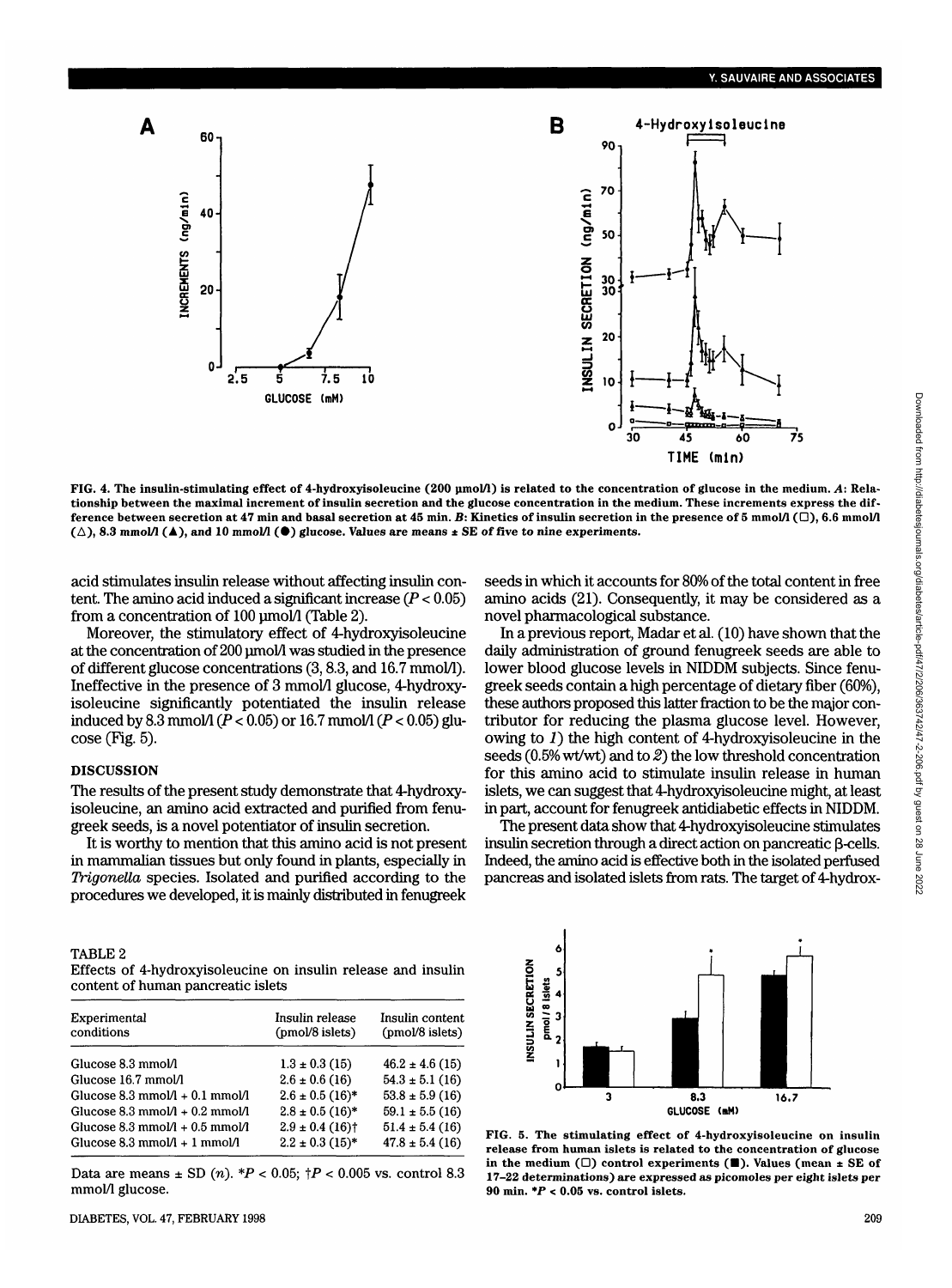FIG. 4. The insulin-stimulating effect of 4-hydroxyisoleucine (200 µmol/l) is related to the concentration of glucose in the medium. *A*: Relationship between the maximal increment of insulin secretion and the glucose concentration in the medium. These increments express the difference between secretion at 47 min and basal secretion at 45 min. *B*: Kinetics of insulin secretion in the presence of 5 mmol/l (□), 6.6 mmol/l (△), 8.3 mmol/l (▲), and 10 mmol/l (●) glucose. Values are means ± SE of five to nine experiments.

acid stimulates insulin release without affecting insulin content. The amino acid induced a significant increase ($P < 0.05$) from a concentration of 100 µmol/l (Table 2).

Moreover, the stimulatory effect of 4-hydroxyisoleucine at the concentration of 200 µmol/l was studied in the presence of different glucose concentrations (3, 8.3, and 16.7 mmol/l). Ineffective in the presence of 3 mmol/l glucose, 4-hydroxyisoleucine significantly potentiated the insulin release induced by 8.3 mmol/l ($P < 0.05$) or 16.7 mmol/l ($P < 0.05$) glucose (Fig. 5).

## DISCUSSION

The results of the present study demonstrate that 4-hydroxyisoleucine, an amino acid extracted and purified from fenugreek seeds, is a novel potentiator of insulin secretion.

It is worthy to mention that this amino acid is not present in mammalian tissues but only found in plants, especially in *Trigonella* species. Isolated and purified according to the procedures we developed, it is mainly distributed in fenugreek seeds in which it accounts for 80% of the total content in free amino acids (21). Consequently, it may be considered as a novel pharmacological substance.

In a previous report, Madar et al. (10) have shown that the daily administration of ground fenugreek seeds are able to lower blood glucose levels in NIDDM subjects. Since fenugreek seeds contain a high percentage of dietary fiber (60%), these authors proposed this latter fraction to be the major contributor for reducing the plasma glucose level. However, owing to *1*) the high content of 4-hydroxyisoleucine in the seeds (0.5% wt/wt) and to *2*) the low threshold concentration for this amino acid to stimulate insulin release in human islets, we can suggest that 4-hydroxyisoleucine might, at least in part, account for fenugreek antidiabetic effects in NIDDM.

The present data show that 4-hydroxyisoleucine stimulates insulin secretion through a direct action on pancreatic β-cells. Indeed, the amino acid is effective both in the isolated perfused pancreas and isolated islets from rats. The target of 4-hydrox-

TABLE 2
Effects of 4-hydroxyisoleucine on insulin release and insulin content of human pancreatic islets

| Experimental conditions | Insulin release (pmol/8 islets) | Insulin content (pmol/8 islets) |
|---|---|---|
| Glucose 8.3 mmol/l | 1.3 ± 0.3 (15) | 46.2 ± 4.6 (15) |
| Glucose 16.7 mmol/l | 2.6 ± 0.6 (16) | 54.3 ± 5.1 (16) |
| Glucose 8.3 mmol/l + 0.1 mmol/l | 2.6 ± 0.5 (16)* | 53.8 ± 5.9 (16) |
| Glucose 8.3 mmol/l + 0.2 mmol/l | 2.8 ± 0.5 (16)* | 59.1 ± 5.5 (16) |
| Glucose 8.3 mmol/l + 0.5 mmol/l | 2.9 ± 0.4 (16)† | 51.4 ± 5.4 (16) |
| Glucose 8.3 mmol/l + 1 mmol/l | 2.2 ± 0.3 (15)* | 47.8 ± 5.4 (16) |

Data are means ± SD (*n*). *$P < 0.05$; †$P < 0.005$ vs. control 8.3 mmol/l glucose.

FIG. 5. The stimulating effect of 4-hydroxyisoleucine on insulin release from human islets is related to the concentration of glucose in the medium (□) control experiments (■). Values (mean ± SE of 17–22 determinations) are expressed as picomoles per eight islets per 90 min. *$P < 0.05$ vs. control islets.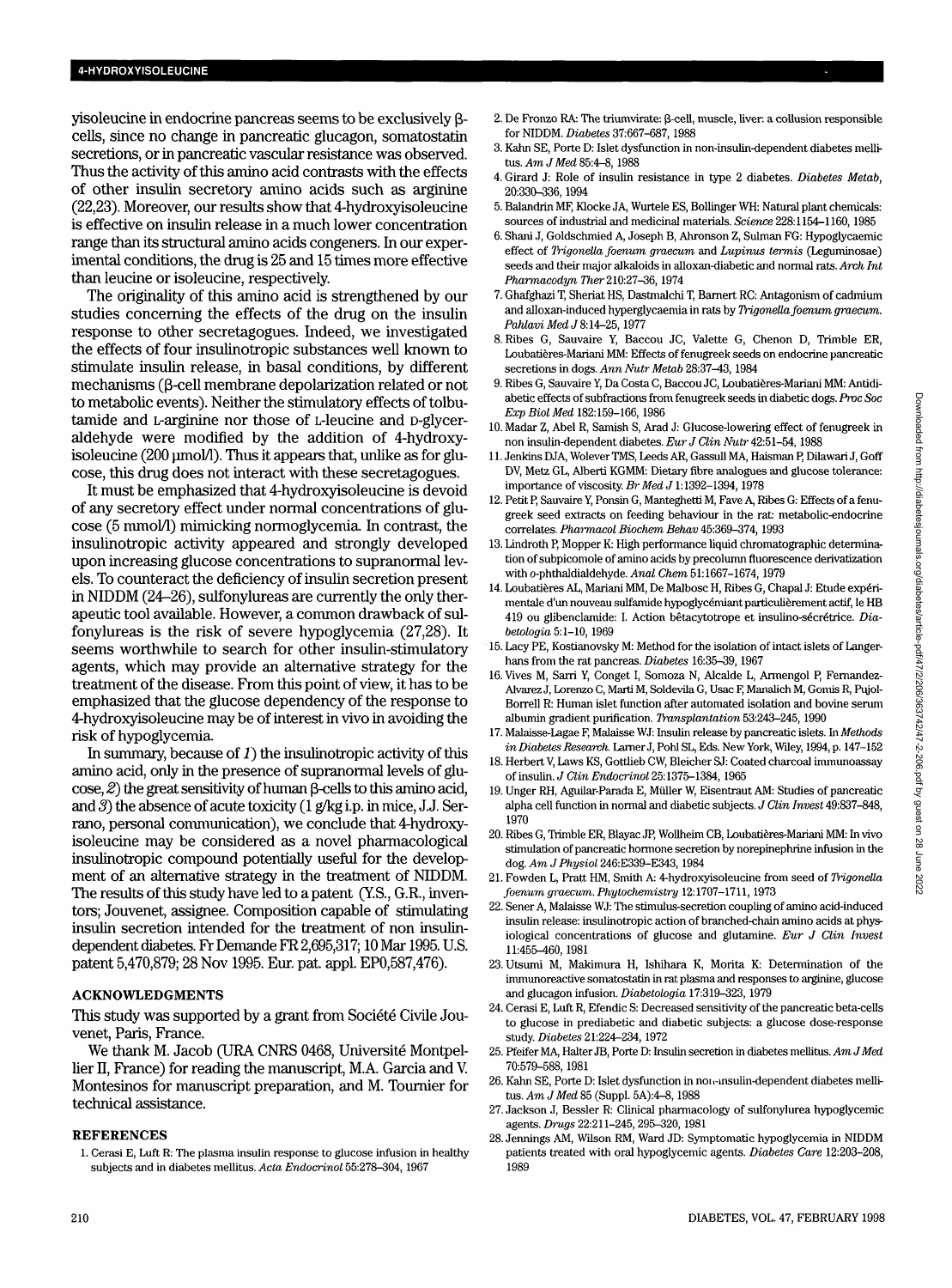yisoleucine in endocrine pancreas seems to be exclusively β-cells, since no change in pancreatic glucagon, somatostatin secretions, or in pancreatic vascular resistance was observed. Thus the activity of this amino acid contrasts with the effects of other insulin secretory amino acids such as arginine (22,23). Moreover, our results show that 4-hydroxyisoleucine is effective on insulin release in a much lower concentration range than its structural amino acids congeners. In our experimental conditions, the drug is 25 and 15 times more effective than leucine or isoleucine, respectively.

The originality of this amino acid is strengthened by our studies concerning the effects of the drug on the insulin response to other secretagogues. Indeed, we investigated the effects of four insulinotropic substances well known to stimulate insulin release, in basal conditions, by different mechanisms (β-cell membrane depolarization related or not to metabolic events). Neither the stimulatory effects of tolbutamide and L-arginine nor those of L-leucine and D-glyceraldehyde were modified by the addition of 4-hydroxyisoleucine (200 μmol/l). Thus it appears that, unlike as for glucose, this drug does not interact with these secretagogues.

It must be emphasized that 4-hydroxyisoleucine is devoid of any secretory effect under normal concentrations of glucose (5 mmol/l) mimicking normoglycemia. In contrast, the insulinotropic activity appeared and strongly developed upon increasing glucose concentrations to supranormal levels. To counteract the deficiency of insulin secretion present in NIDDM (24–26), sulfonylureas are currently the only therapeutic tool available. However, a common drawback of sulfonylureas is the risk of severe hypoglycemia (27,28). It seems worthwhile to search for other insulin-stimulatory agents, which may provide an alternative strategy for the treatment of the disease. From this point of view, it has to be emphasized that the glucose dependency of the response to 4-hydroxyisoleucine may be of interest in vivo in avoiding the risk of hypoglycemia.

In summary, because of *1*) the insulinotropic activity of this amino acid, only in the presence of supranormal levels of glucose, *2*) the great sensitivity of human β-cells to this amino acid, and *3*) the absence of acute toxicity (1 g/kg i.p. in mice, J.J. Serrano, personal communication), we conclude that 4-hydroxyisoleucine may be considered as a novel pharmacological insulinotropic compound potentially useful for the development of an alternative strategy in the treatment of NIDDM. The results of this study have led to a patent (Y.S., G.R., inventors; Jouvenet, assignee. Composition capable of stimulating insulin secretion intended for the treatment of non insulin-dependent diabetes. Fr Demande FR 2,695,317; 10 Mar 1995. U.S. patent 5,470,879; 28 Nov 1995. Eur. pat. appl. EP0,587,476).

## ACKNOWLEDGMENTS

This study was supported by a grant from Société Civile Jouvenet, Paris, France.

We thank M. Jacob (URA CNRS 0468, Université Montpellier II, France) for reading the manuscript, M.A. Garcia and V. Montesinos for manuscript preparation, and M. Tournier for technical assistance.

## REFERENCES

1. Cerasi E, Luft R: The plasma insulin response to glucose infusion in healthy subjects and in diabetes mellitus. *Acta Endocrinol* 55:278–304, 1967
2. De Fronzo RA: The triumvirate: β-cell, muscle, liver: a collusion responsible for NIDDM. *Diabetes* 37:667–687, 1988
3. Kahn SE, Porte D: Islet dysfunction in non-insulin-dependent diabetes mellitus. *Am J Med* 85:4–8, 1988
4. Girard J: Role of insulin resistance in type 2 diabetes. *Diabetes Metab*, 20:330–336, 1994
5. Balandrin MF, Klocke JA, Wurtele ES, Bollinger WH: Natural plant chemicals: sources of industrial and medicinal materials. *Science* 228:1154–1160, 1985
6. Shani J, Goldschmied A, Joseph B, Ahronson Z, Sulman FG: Hypoglycaemic effect of *Trigonella foenum graecum* and *Lupinus termis* (Leguminosae) seeds and their major alkaloids in alloxan-diabetic and normal rats. *Arch Int Pharmacodyn Ther* 210:27–36, 1974
7. Ghafghazi T, Sheriat HS, Dastmalchi T, Barnert RC: Antagonism of cadmium and alloxan-induced hyperglycaemia in rats by *Trigonella foenum graecum*. *Pahlavi Med J* 8:14–25, 1977
8. Ribes G, Sauvaire Y, Baccou JC, Valette G, Chenon D, Trimble ER, Loubatières-Mariani MM: Effects of fenugreek seeds on endocrine pancreatic secretions in dogs. *Ann Nutr Metab* 28:37–43, 1984
9. Ribes G, Sauvaire Y, Da Costa C, Baccou JC, Loubatières-Mariani MM: Antidiabetic effects of subfractions from fenugreek seeds in diabetic dogs. *Proc Soc Exp Biol Med* 182:159–166, 1986
10. Madar Z, Abel R, Samish S, Arad J: Glucose-lowering effect of fenugreek in non insulin-dependent diabetes. *Eur J Clin Nutr* 42:51–54, 1988
11. Jenkins DJA, Wolever TMS, Leeds AR, Gassull MA, Haisman P, Dilawari J, Goff DV, Metz GL, Alberti KGMM: Dietary fibre analogues and glucose tolerance: importance of viscosity. *Br Med J* 1:1392–1394, 1978
12. Petit P, Sauvaire Y, Ponsin G, Manteghetti M, Fave A, Ribes G: Effects of a fenugreek seed extracts on feeding behaviour in the rat: metabolic-endocrine correlates. *Pharmacol Biochem Behav* 45:369–374, 1993
13. Lindroth P, Mopper K: High performance liquid chromatographic determination of subpicomole of amino acids by precolumn fluorescence derivatization with o-phthaldialdehyde. *Anal Chem* 51:1667–1674, 1979
14. Loubatières AL, Mariani MM, De Malbosc H, Ribes G, Chapal J: Etude expérimentale d'un nouveau sulfamide hypoglycémiant particulièrement actif, le HB 419 ou glibenclamide: I. Action bêtacytotrope et insulino-sécrétrice. *Diabetologia* 5:1–10, 1969
15. Lacy PE, Kostianovsky M: Method for the isolation of intact islets of Langerhans from the rat pancreas. *Diabetes* 16:35–39, 1967
16. Vives M, Sarri Y, Conget I, Somoza N, Alcalde L, Armengol P, Fernandez-Alvarez J, Lorenzo C, Marti M, Soldevila G, Usac F, Manalich M, Gomis R, Pujol-Borrell R: Human islet function after automated isolation and bovine serum albumin gradient purification. *Transplantation* 53:243–245, 1990
17. Malaisse-Lagae F, Malaisse WJ: Insulin release by pancreatic islets. In *Methods in Diabetes Research*. Larner J, Pohl SL, Eds. New York, Wiley, 1994, p. 147–152
18. Herbert V, Laws KS, Gottlieb CW, Bleicher SJ: Coated charcoal immunoassay of insulin. *J Clin Endocrinol* 25:1375–1384, 1965
19. Unger RH, Aguilar-Parada E, Müller W, Eisentraut AM: Studies of pancreatic alpha cell function in normal and diabetic subjects. *J Clin Invest* 49:837–848, 1970
20. Ribes G, Trimble ER, Blayac JP, Wollheim CB, Loubatières-Mariani MM: In vivo stimulation of pancreatic hormone secretion by norepinephrine infusion in the dog. *Am J Physiol* 246:E339–E343, 1984
21. Fowden L, Pratt HM, Smith A: 4-hydroxyisoleucine from seed of *Trigonella foenum graecum*. *Phytochemistry* 12:1707–1711, 1973
22. Sener A, Malaisse WJ: The stimulus-secretion coupling of amino acid-induced insulin release: insulinotropic action of branched-chain amino acids at physiological concentrations of glucose and glutamine. *Eur J Clin Invest* 11:455–460, 1981
23. Utsumi M, Makimura H, Ishihara K, Morita K: Determination of the immunoreactive somatostatin in rat plasma and responses to arginine, glucose and glucagon infusion. *Diabetologia* 17:319–323, 1979
24. Cerasi E, Luft R, Efendic S: Decreased sensitivity of the pancreatic beta-cells to glucose in prediabetic and diabetic subjects: a glucose dose-response study. *Diabetes* 21:224–234, 1972
25. Pfeifer MA, Halter JB, Porte D: Insulin secretion in diabetes mellitus. *Am J Med* 70:579–588, 1981
26. Kahn SE, Porte D: Islet dysfunction in non-insulin-dependent diabetes mellitus. *Am J Med* 85 (Suppl. 5A):4–8, 1988
27. Jackson J, Bessler R: Clinical pharmacology of sulfonylurea hypoglycemic agents. *Drugs* 22:211–245, 295–320, 1981
28. Jennings AM, Wilson RM, Ward JD: Symptomatic hypoglycemia in NIDDM patients treated with oral hypoglycemic agents. *Diabetes Care* 12:203–208, 1989